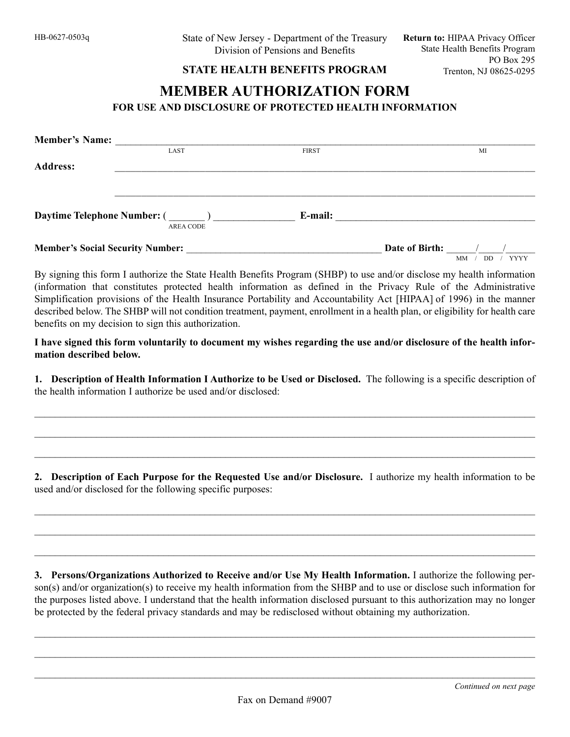HB-0627-0503q

State of New Jersey - Department of the Treasury
Division of Pensions and Benefits

**STATE HEALTH BENEFITS PROGRAM**

**Return to:** HIPAA Privacy Officer
State Health Benefits Program
PO Box 295
Trenton, NJ 08625-0295

# MEMBER AUTHORIZATION FORM

## FOR USE AND DISCLOSURE OF PROTECTED HEALTH INFORMATION

**Member's Name:** ______________________________________________________________
LAST FIRST MI

**Address:** ______________________________________________________________

______________________________________________________________

**Daytime Telephone Number:** ( _______ ) ________________ **E-mail:** ________________________________________
AREA CODE

**Member's Social Security Number:** ________________________________________ **Date of Birth:** ______/_____/______
MM / DD / YYYY

By signing this form I authorize the State Health Benefits Program (SHBP) to use and/or disclose my health information (information that constitutes protected health information as defined in the Privacy Rule of the Administrative Simplification provisions of the Health Insurance Portability and Accountability Act [HIPAA] of 1996) in the manner described below. The SHBP will not condition treatment, payment, enrollment in a health plan, or eligibility for health care benefits on my decision to sign this authorization.

**I have signed this form voluntarily to document my wishes regarding the use and/or disclosure of the health information described below.**

**1. Description of Health Information I Authorize to be Used or Disclosed.** The following is a specific description of the health information I authorize be used and/or disclosed:

______________________________________________________________________________________________

______________________________________________________________________________________________

______________________________________________________________________________________________

**2. Description of Each Purpose for the Requested Use and/or Disclosure.** I authorize my health information to be used and/or disclosed for the following specific purposes:

______________________________________________________________________________________________

______________________________________________________________________________________________

______________________________________________________________________________________________

**3. Persons/Organizations Authorized to Receive and/or Use My Health Information.** I authorize the following person(s) and/or organization(s) to receive my health information from the SHBP and to use or disclose such information for the purposes listed above. I understand that the health information disclosed pursuant to this authorization may no longer be protected by the federal privacy standards and may be redisclosed without obtaining my authorization.

______________________________________________________________________________________________

______________________________________________________________________________________________

______________________________________________________________________________________________

*Continued on next page*

Fax on Demand #9007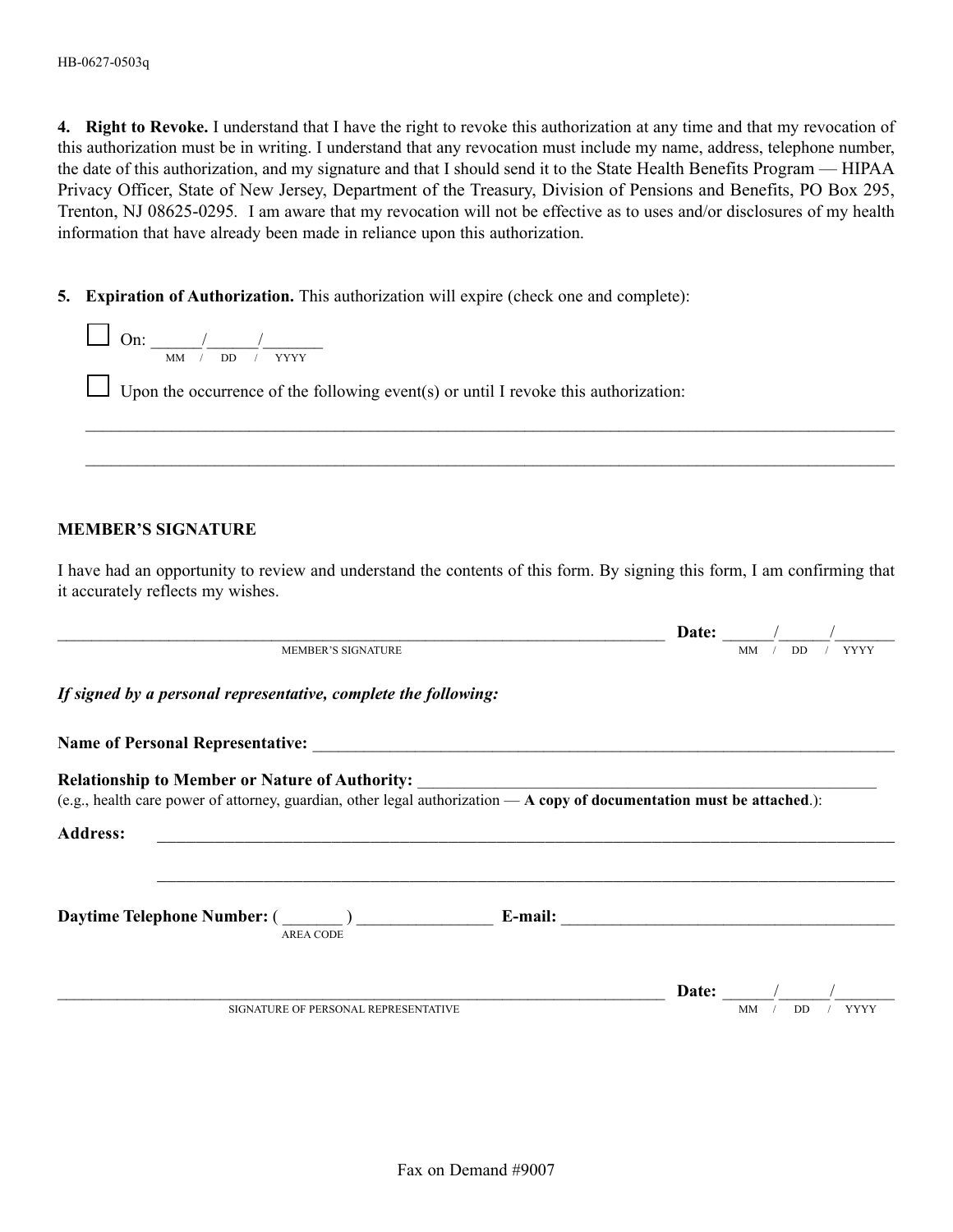**4. Right to Revoke.** I understand that I have the right to revoke this authorization at any time and that my revocation of this authorization must be in writing. I understand that any revocation must include my name, address, telephone number, the date of this authorization, and my signature and that I should send it to the State Health Benefits Program — HIPAA Privacy Officer, State of New Jersey, Department of the Treasury, Division of Pensions and Benefits, PO Box 295, Trenton, NJ 08625-0295. I am aware that my revocation will not be effective as to uses and/or disclosures of my health information that have already been made in reliance upon this authorization.

**5. Expiration of Authorization.** This authorization will expire (check one and complete):

☐ On: ______/______/_______
MM / DD / YYYY

☐ Upon the occurrence of the following event(s) or until I revoke this authorization:

______________________________________________________________________________

______________________________________________________________________________

**MEMBER'S SIGNATURE**

I have had an opportunity to review and understand the contents of this form. By signing this form, I am confirming that it accurately reflects my wishes.

______________________________________________ **Date:** ______/______/_______
MEMBER'S SIGNATURE MM / DD / YYYY

***If signed by a personal representative, complete the following:***

**Name of Personal Representative:** ______________________________________________

**Relationship to Member or Nature of Authority:** ______________________________________________
(e.g., health care power of attorney, guardian, other legal authorization — **A copy of documentation must be attached**.):

**Address:** ______________________________________________

______________________________________________

**Daytime Telephone Number:** ( _______ ) ________________ **E-mail:** ______________________________
AREA CODE

______________________________________________ **Date:** ______/______/_______
SIGNATURE OF PERSONAL REPRESENTATIVE MM / DD / YYYY

Fax on Demand #9007